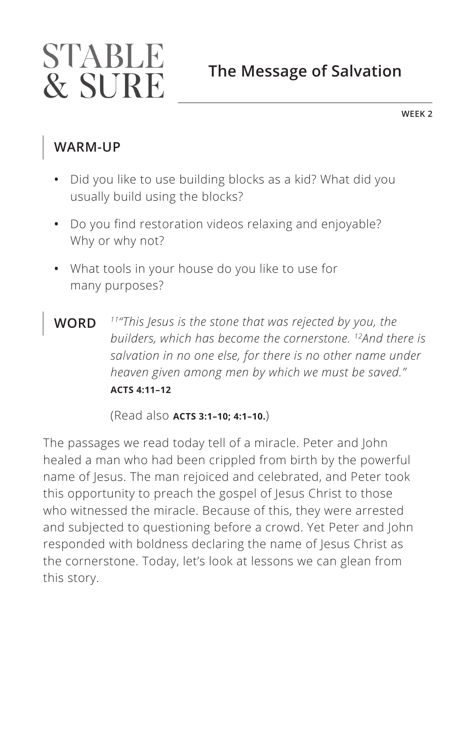# STABLE & SURE

## The Message of Salvation

WEEK 2

## WARM-UP

- Did you like to use building blocks as a kid? What did you usually build using the blocks?
- Do you find restoration videos relaxing and enjoyable? Why or why not?
- What tools in your house do you like to use for many purposes?

## WORD

*[11]"This Jesus is the stone that was rejected by you, the builders, which has become the cornerstone. [12]And there is salvation in no one else, for there is no other name under heaven given among men by which we must be saved."*
**ACTS 4:11–12**

(Read also **ACTS 3:1–10; 4:1–10.**)

The passages we read today tell of a miracle. Peter and John healed a man who had been crippled from birth by the powerful name of Jesus. The man rejoiced and celebrated, and Peter took this opportunity to preach the gospel of Jesus Christ to those who witnessed the miracle. Because of this, they were arrested and subjected to questioning before a crowd. Yet Peter and John responded with boldness declaring the name of Jesus Christ as the cornerstone. Today, let's look at lessons we can glean from this story.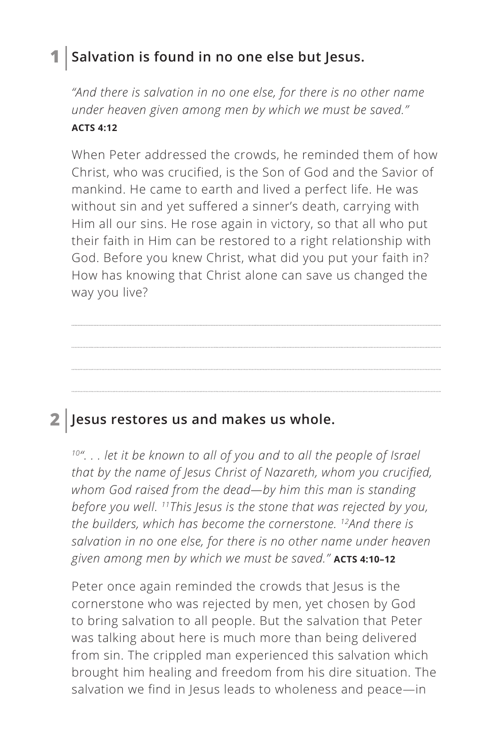## 1 | Salvation is found in no one else but Jesus.

*"And there is salvation in no one else, for there is no other name under heaven given among men by which we must be saved."*
**ACTS 4:12**

When Peter addressed the crowds, he reminded them of how Christ, who was crucified, is the Son of God and the Savior of mankind. He came to earth and lived a perfect life. He was without sin and yet suffered a sinner's death, carrying with Him all our sins. He rose again in victory, so that all who put their faith in Him can be restored to a right relationship with God. Before you knew Christ, what did you put your faith in? How has knowing that Christ alone can save us changed the way you live?

## 2 | Jesus restores us and makes us whole.

*[10]". . . let it be known to all of you and to all the people of Israel that by the name of Jesus Christ of Nazareth, whom you crucified, whom God raised from the dead—by him this man is standing before you well. [11]This Jesus is the stone that was rejected by you, the builders, which has become the cornerstone. [12]And there is salvation in no one else, for there is no other name under heaven given among men by which we must be saved."* **ACTS 4:10–12**

Peter once again reminded the crowds that Jesus is the cornerstone who was rejected by men, yet chosen by God to bring salvation to all people. But the salvation that Peter was talking about here is much more than being delivered from sin. The crippled man experienced this salvation which brought him healing and freedom from his dire situation. The salvation we find in Jesus leads to wholeness and peace—in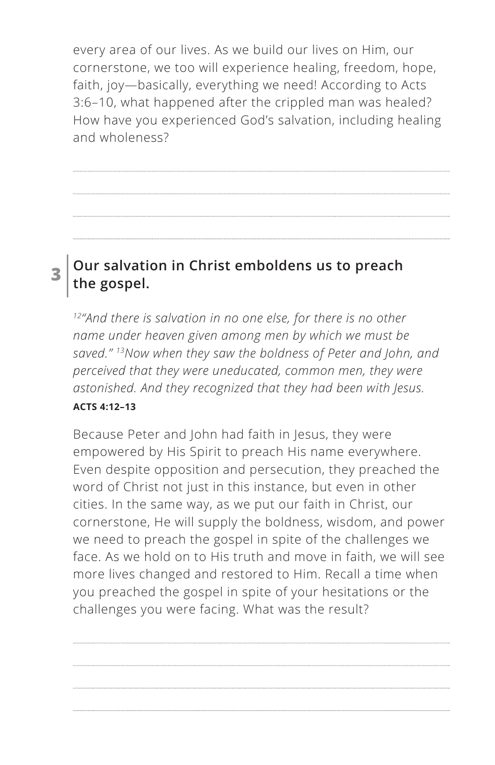every area of our lives. As we build our lives on Him, our cornerstone, we too will experience healing, freedom, hope, faith, joy—basically, everything we need! According to Acts 3:6–10, what happened after the crippled man was healed? How have you experienced God's salvation, including healing and wholeness?

## 3 Our salvation in Christ emboldens us to preach the gospel.

*[12]"And there is salvation in no one else, for there is no other name under heaven given among men by which we must be saved." [13]Now when they saw the boldness of Peter and John, and perceived that they were uneducated, common men, they were astonished. And they recognized that they had been with Jesus.*
**ACTS 4:12–13**

Because Peter and John had faith in Jesus, they were empowered by His Spirit to preach His name everywhere. Even despite opposition and persecution, they preached the word of Christ not just in this instance, but even in other cities. In the same way, as we put our faith in Christ, our cornerstone, He will supply the boldness, wisdom, and power we need to preach the gospel in spite of the challenges we face. As we hold on to His truth and move in faith, we will see more lives changed and restored to Him. Recall a time when you preached the gospel in spite of your hesitations or the challenges you were facing. What was the result?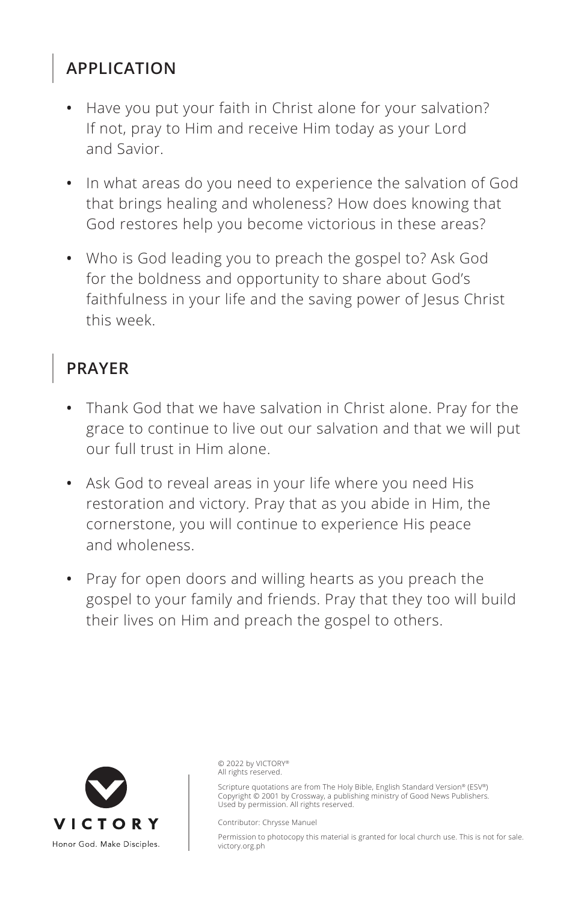## APPLICATION

- Have you put your faith in Christ alone for your salvation? If not, pray to Him and receive Him today as your Lord and Savior.
- In what areas do you need to experience the salvation of God that brings healing and wholeness? How does knowing that God restores help you become victorious in these areas?
- Who is God leading you to preach the gospel to? Ask God for the boldness and opportunity to share about God's faithfulness in your life and the saving power of Jesus Christ this week.

## PRAYER

- Thank God that we have salvation in Christ alone. Pray for the grace to continue to live out our salvation and that we will put our full trust in Him alone.
- Ask God to reveal areas in your life where you need His restoration and victory. Pray that as you abide in Him, the cornerstone, you will continue to experience His peace and wholeness.
- Pray for open doors and willing hearts as you preach the gospel to your family and friends. Pray that they too will build their lives on Him and preach the gospel to others.

VICTORY

Honor God. Make Disciples.

© 2022 by VICTORY®
All rights reserved.

Scripture quotations are from The Holy Bible, English Standard Version® (ESV®) Copyright © 2001 by Crossway, a publishing ministry of Good News Publishers. Used by permission. All rights reserved.

Contributor: Chrysse Manuel

Permission to photocopy this material is granted for local church use. This is not for sale.
victory.org.ph